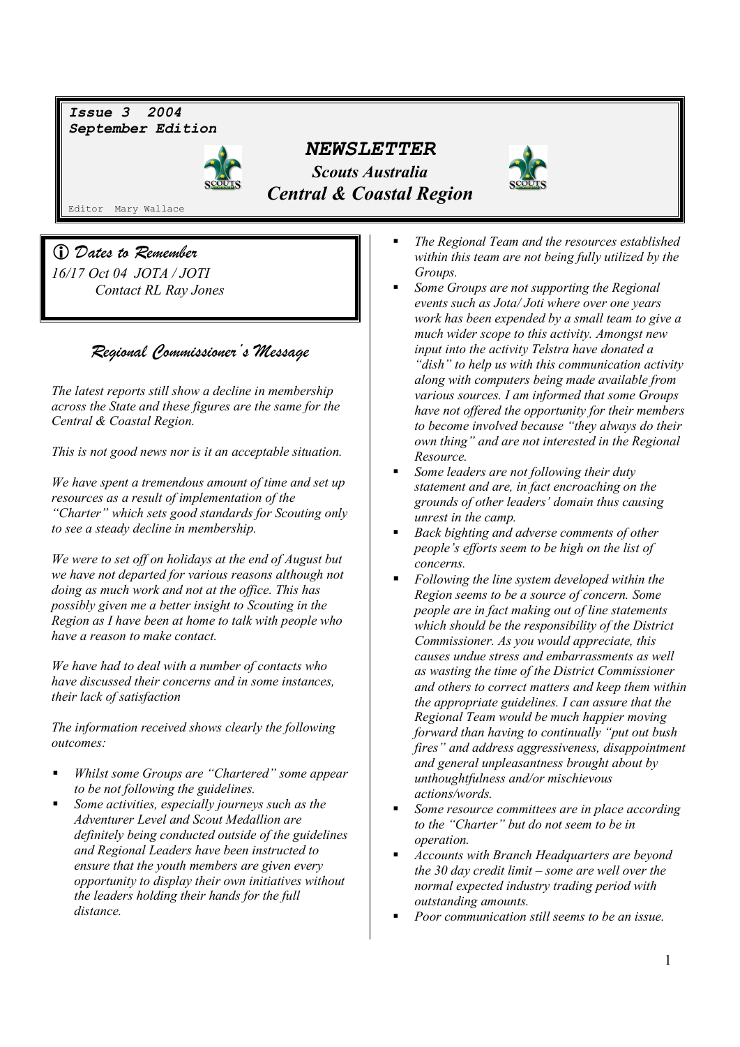**Issue 3 2004**
**September Edition**

# *NEWSLETTER*

## *Scouts Australia*
## *Central & Coastal Region*

Editor Mary Wallace

### ⓘ *Dates to Remember*

*16/17 Oct 04 JOTA / JOTI*
*Contact RL Ray Jones*

## *Regional Commissioner's Message*

*The latest reports still show a decline in membership across the State and these figures are the same for the Central & Coastal Region.*

*This is not good news nor is it an acceptable situation.*

*We have spent a tremendous amount of time and set up resources as a result of implementation of the "Charter" which sets good standards for Scouting only to see a steady decline in membership.*

*We were to set off on holidays at the end of August but we have not departed for various reasons although not doing as much work and not at the office. This has possibly given me a better insight to Scouting in the Region as I have been at home to talk with people who have a reason to make contact.*

*We have had to deal with a number of contacts who have discussed their concerns and in some instances, their lack of satisfaction*

*The information received shows clearly the following outcomes:*

- *Whilst some Groups are "Chartered" some appear to be not following the guidelines.*
- *Some activities, especially journeys such as the Adventurer Level and Scout Medallion are definitely being conducted outside of the guidelines and Regional Leaders have been instructed to ensure that the youth members are given every opportunity to display their own initiatives without the leaders holding their hands for the full distance.*
- *The Regional Team and the resources established within this team are not being fully utilized by the Groups.*
- *Some Groups are not supporting the Regional events such as Jota/ Joti where over one years work has been expended by a small team to give a much wider scope to this activity. Amongst new input into the activity Telstra have donated a "dish" to help us with this communication activity along with computers being made available from various sources. I am informed that some Groups have not offered the opportunity for their members to become involved because "they always do their own thing" and are not interested in the Regional Resource.*
- *Some leaders are not following their duty statement and are, in fact encroaching on the grounds of other leaders' domain thus causing unrest in the camp.*
- *Back bighting and adverse comments of other people's efforts seem to be high on the list of concerns.*
- *Following the line system developed within the Region seems to be a source of concern. Some people are in fact making out of line statements which should be the responsibility of the District Commissioner. As you would appreciate, this causes undue stress and embarrassments as well as wasting the time of the District Commissioner and others to correct matters and keep them within the appropriate guidelines. I can assure that the Regional Team would be much happier moving forward than having to continually "put out bush fires" and address aggressiveness, disappointment and general unpleasantness brought about by unthoughtfulness and/or mischievous actions/words.*
- *Some resource committees are in place according to the "Charter" but do not seem to be in operation.*
- *Accounts with Branch Headquarters are beyond the 30 day credit limit – some are well over the normal expected industry trading period with outstanding amounts.*
- *Poor communication still seems to be an issue.*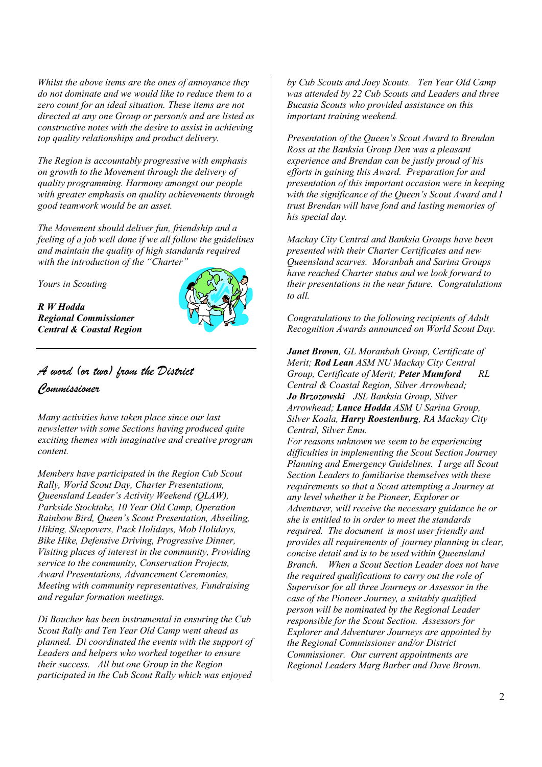*Whilst the above items are the ones of annoyance they do not dominate and we would like to reduce them to a zero count for an ideal situation. These items are not directed at any one Group or person/s and are listed as constructive notes with the desire to assist in achieving top quality relationships and product delivery.*

*The Region is accountably progressive with emphasis on growth to the Movement through the delivery of quality programming. Harmony amongst our people with greater emphasis on quality achievements through good teamwork would be an asset.*

*The Movement should deliver fun, friendship and a feeling of a job well done if we all follow the guidelines and maintain the quality of high standards required with the introduction of the "Charter"*

*Yours in Scouting*

***R W Hodda***
***Regional Commissioner***
***Central & Coastal Region***

## *A word (or two) from the District Commissioner*

*Many activities have taken place since our last newsletter with some Sections having produced quite exciting themes with imaginative and creative program content.*

*Members have participated in the Region Cub Scout Rally, World Scout Day, Charter Presentations, Queensland Leader's Activity Weekend (QLAW), Parkside Stocktake, 10 Year Old Camp, Operation Rainbow Bird, Queen's Scout Presentation, Abseiling, Hiking, Sleepovers, Pack Holidays, Mob Holidays, Bike Hike, Defensive Driving, Progressive Dinner, Visiting places of interest in the community, Providing service to the community, Conservation Projects, Award Presentations, Advancement Ceremonies, Meeting with community representatives, Fundraising and regular formation meetings.*

*Di Boucher has been instrumental in ensuring the Cub Scout Rally and Ten Year Old Camp went ahead as planned. Di coordinated the events with the support of Leaders and helpers who worked together to ensure their success. All but one Group in the Region participated in the Cub Scout Rally which was enjoyed by Cub Scouts and Joey Scouts. Ten Year Old Camp was attended by 22 Cub Scouts and Leaders and three Bucasia Scouts who provided assistance on this important training weekend.*

*Presentation of the Queen's Scout Award to Brendan Ross at the Banksia Group Den was a pleasant experience and Brendan can be justly proud of his efforts in gaining this Award. Preparation for and presentation of this important occasion were in keeping with the significance of the Queen's Scout Award and I trust Brendan will have fond and lasting memories of his special day.*

*Mackay City Central and Banksia Groups have been presented with their Charter Certificates and new Queensland scarves. Moranbah and Sarina Groups have reached Charter status and we look forward to their presentations in the near future. Congratulations to all.*

*Congratulations to the following recipients of Adult Recognition Awards announced on World Scout Day.*

***Janet Brown**, GL Moranbah Group, Certificate of Merit; **Rod Lean** ASM NU Mackay City Central Group, Certificate of Merit; **Peter Mumford** RL Central & Coastal Region, Silver Arrowhead; **Jo Brzozowski** JSL Banksia Group, Silver Arrowhead; **Lance Hodda** ASM U Sarina Group, Silver Koala, **Harry Roestenburg**, RA Mackay City Central, Silver Emu.*

*For reasons unknown we seem to be experiencing difficulties in implementing the Scout Section Journey Planning and Emergency Guidelines. I urge all Scout Section Leaders to familiarise themselves with these requirements so that a Scout attempting a Journey at any level whether it be Pioneer, Explorer or Adventurer, will receive the necessary guidance he or she is entitled to in order to meet the standards required. The document is most user friendly and provides all requirements of journey planning in clear, concise detail and is to be used within Queensland Branch. When a Scout Section Leader does not have the required qualifications to carry out the role of Supervisor for all three Journeys or Assessor in the case of the Pioneer Journey, a suitably qualified person will be nominated by the Regional Leader responsible for the Scout Section. Assessors for Explorer and Adventurer Journeys are appointed by the Regional Commissioner and/or District Commissioner. Our current appointments are Regional Leaders Marg Barber and Dave Brown.*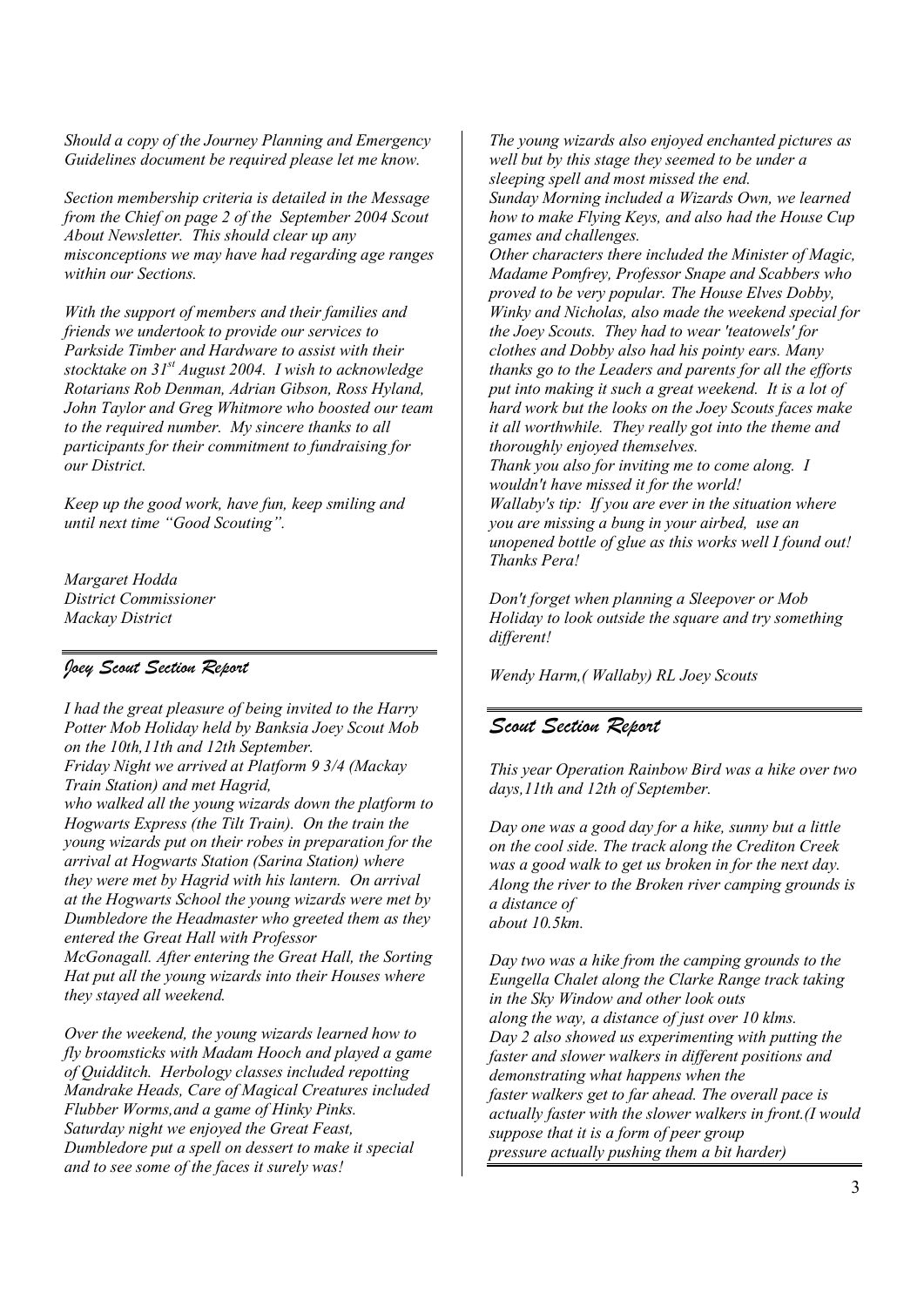*Should a copy of the Journey Planning and Emergency Guidelines document be required please let me know.*

*Section membership criteria is detailed in the Message from the Chief on page 2 of the September 2004 Scout About Newsletter. This should clear up any misconceptions we may have had regarding age ranges within our Sections.*

*With the support of members and their families and friends we undertook to provide our services to Parkside Timber and Hardware to assist with their stocktake on 31st August 2004. I wish to acknowledge Rotarians Rob Denman, Adrian Gibson, Ross Hyland, John Taylor and Greg Whitmore who boosted our team to the required number. My sincere thanks to all participants for their commitment to fundraising for our District.*

*Keep up the good work, have fun, keep smiling and until next time "Good Scouting".*

*Margaret Hodda*
*District Commissioner*
*Mackay District*

## Joey Scout Section Report

*I had the great pleasure of being invited to the Harry Potter Mob Holiday held by Banksia Joey Scout Mob on the 10th,11th and 12th September.*
*Friday Night we arrived at Platform 9 3/4 (Mackay Train Station) and met Hagrid,*
*who walked all the young wizards down the platform to Hogwarts Express (the Tilt Train). On the train the young wizards put on their robes in preparation for the arrival at Hogwarts Station (Sarina Station) where they were met by Hagrid with his lantern. On arrival at the Hogwarts School the young wizards were met by Dumbledore the Headmaster who greeted them as they entered the Great Hall with Professor McGonagall. After entering the Great Hall, the Sorting Hat put all the young wizards into their Houses where they stayed all weekend.*

*Over the weekend, the young wizards learned how to fly broomsticks with Madam Hooch and played a game of Quidditch. Herbology classes included repotting Mandrake Heads, Care of Magical Creatures included Flubber Worms,and a game of Hinky Pinks.*
*Saturday night we enjoyed the Great Feast, Dumbledore put a spell on dessert to make it special and to see some of the faces it surely was!*
*The young wizards also enjoyed enchanted pictures as well but by this stage they seemed to be under a sleeping spell and most missed the end.*
*Sunday Morning included a Wizards Own, we learned how to make Flying Keys, and also had the House Cup games and challenges.*
*Other characters there included the Minister of Magic, Madame Pomfrey, Professor Snape and Scabbers who proved to be very popular. The House Elves Dobby, Winky and Nicholas, also made the weekend special for the Joey Scouts. They had to wear 'teatowels' for clothes and Dobby also had his pointy ears. Many thanks go to the Leaders and parents for all the efforts put into making it such a great weekend. It is a lot of hard work but the looks on the Joey Scouts faces make it all worthwhile. They really got into the theme and thoroughly enjoyed themselves.*
*Thank you also for inviting me to come along. I wouldn't have missed it for the world!*
*Wallaby's tip: If you are ever in the situation where you are missing a bung in your airbed, use an unopened bottle of glue as this works well I found out! Thanks Pera!*

*Don't forget when planning a Sleepover or Mob Holiday to look outside the square and try something different!*

*Wendy Harm,( Wallaby) RL Joey Scouts*

## Scout Section Report

*This year Operation Rainbow Bird was a hike over two days,11th and 12th of September.*

*Day one was a good day for a hike, sunny but a little on the cool side. The track along the Crediton Creek was a good walk to get us broken in for the next day. Along the river to the Broken river camping grounds is a distance of about 10.5km.*

*Day two was a hike from the camping grounds to the Eungella Chalet along the Clarke Range track taking in the Sky Window and other look outs along the way, a distance of just over 10 klms.*
*Day 2 also showed us experimenting with putting the faster and slower walkers in different positions and demonstrating what happens when the faster walkers get to far ahead. The overall pace is actually faster with the slower walkers in front.(I would suppose that it is a form of peer group pressure actually pushing them a bit harder)*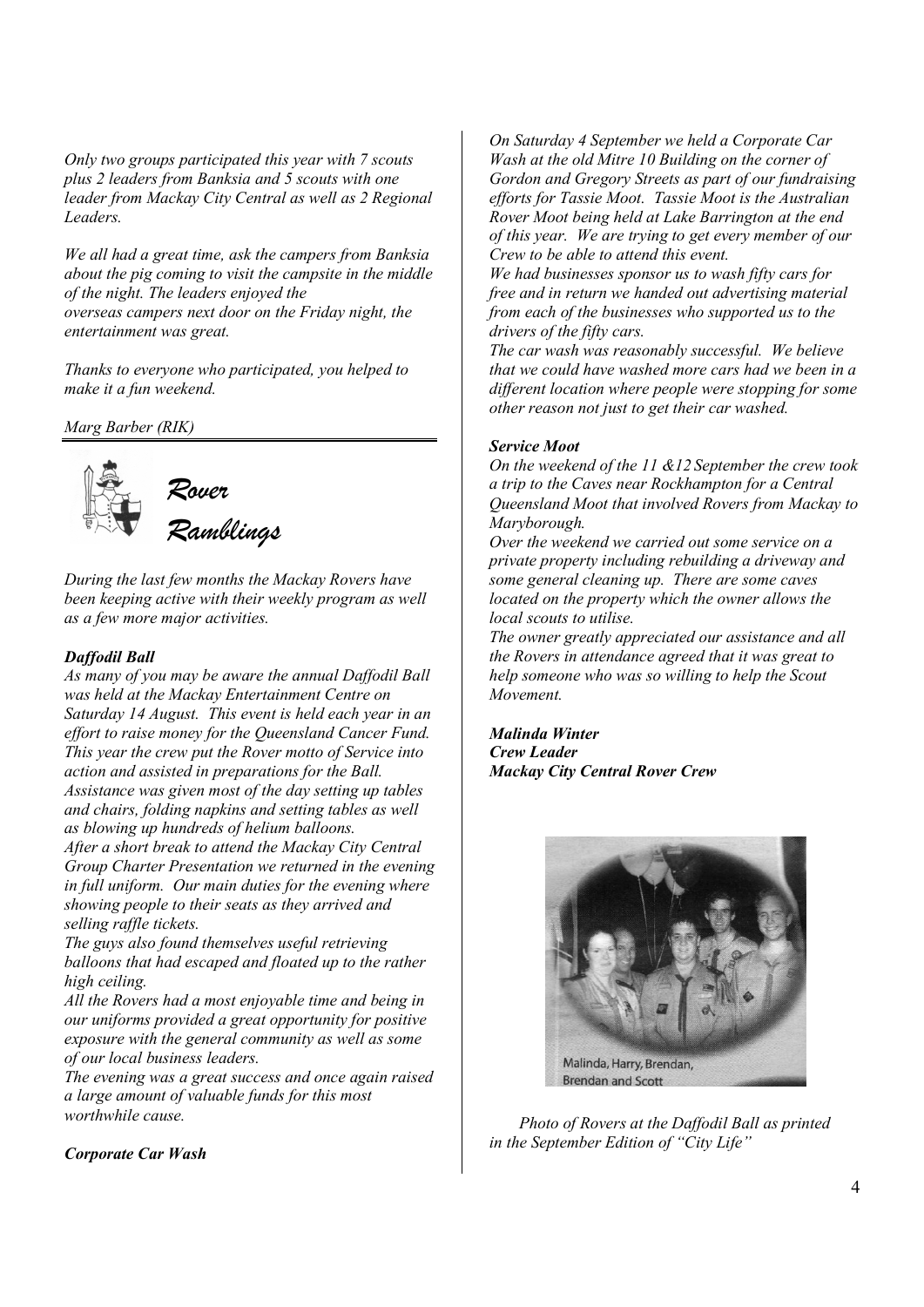*Only two groups participated this year with 7 scouts plus 2 leaders from Banksia and 5 scouts with one leader from Mackay City Central as well as 2 Regional Leaders.*

*We all had a great time, ask the campers from Banksia about the pig coming to visit the campsite in the middle of the night. The leaders enjoyed the overseas campers next door on the Friday night, the entertainment was great.*

*Thanks to everyone who participated, you helped to make it a fun weekend.*

*Marg Barber (RIK)*

## *Rover Ramblings*

*During the last few months the Mackay Rovers have been keeping active with their weekly program as well as a few more major activities.*

### *Daffodil Ball*

*As many of you may be aware the annual Daffodil Ball was held at the Mackay Entertainment Centre on Saturday 14 August. This event is held each year in an effort to raise money for the Queensland Cancer Fund. This year the crew put the Rover motto of Service into action and assisted in preparations for the Ball. Assistance was given most of the day setting up tables and chairs, folding napkins and setting tables as well as blowing up hundreds of helium balloons.*

*After a short break to attend the Mackay City Central Group Charter Presentation we returned in the evening in full uniform. Our main duties for the evening where showing people to their seats as they arrived and selling raffle tickets.*

*The guys also found themselves useful retrieving balloons that had escaped and floated up to the rather high ceiling.*

*All the Rovers had a most enjoyable time and being in our uniforms provided a great opportunity for positive exposure with the general community as well as some of our local business leaders.*

*The evening was a great success and once again raised a large amount of valuable funds for this most worthwhile cause.*

### *Corporate Car Wash*

*On Saturday 4 September we held a Corporate Car Wash at the old Mitre 10 Building on the corner of Gordon and Gregory Streets as part of our fundraising efforts for Tassie Moot. Tassie Moot is the Australian Rover Moot being held at Lake Barrington at the end of this year. We are trying to get every member of our Crew to be able to attend this event.*

*We had businesses sponsor us to wash fifty cars for free and in return we handed out advertising material from each of the businesses who supported us to the drivers of the fifty cars.*

*The car wash was reasonably successful. We believe that we could have washed more cars had we been in a different location where people were stopping for some other reason not just to get their car washed.*

### *Service Moot*

*On the weekend of the 11 &12 September the crew took a trip to the Caves near Rockhampton for a Central Queensland Moot that involved Rovers from Mackay to Maryborough.*

*Over the weekend we carried out some service on a private property including rebuilding a driveway and some general cleaning up. There are some caves located on the property which the owner allows the local scouts to utilise.*

*The owner greatly appreciated our assistance and all the Rovers in attendance agreed that it was great to help someone who was so willing to help the Scout Movement.*

***Malinda Winter***
***Crew Leader***
***Mackay City Central Rover Crew***

Malinda, Harry, Brendan, Brendan and Scott

*Photo of Rovers at the Daffodil Ball as printed in the September Edition of "City Life"*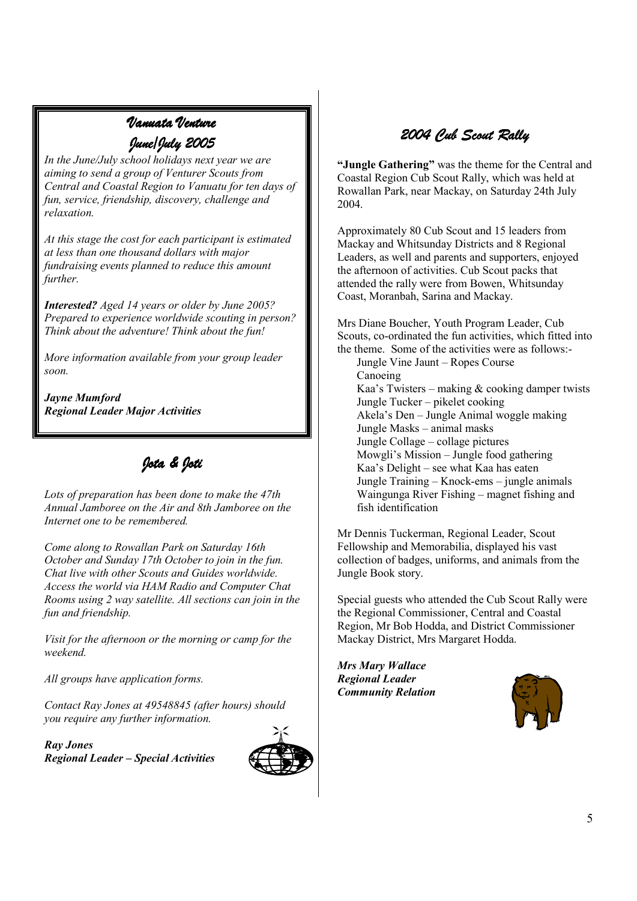## *Vanuata Venture*
## *June/July 2005*

*In the June/July school holidays next year we are aiming to send a group of Venturer Scouts from Central and Coastal Region to Vanuatu for ten days of fun, service, friendship, discovery, challenge and relaxation.*

*At this stage the cost for each participant is estimated at less than one thousand dollars with major fundraising events planned to reduce this amount further.*

***Interested?*** *Aged 14 years or older by June 2005? Prepared to experience worldwide scouting in person? Think about the adventure! Think about the fun!*

*More information available from your group leader soon.*

***Jayne Mumford***
***Regional Leader Major Activities***

## *Jota & Joti*

*Lots of preparation has been done to make the 47th Annual Jamboree on the Air and 8th Jamboree on the Internet one to be remembered.*

*Come along to Rowallan Park on Saturday 16th October and Sunday 17th October to join in the fun. Chat live with other Scouts and Guides worldwide. Access the world via HAM Radio and Computer Chat Rooms using 2 way satellite. All sections can join in the fun and friendship.*

*Visit for the afternoon or the morning or camp for the weekend.*

*All groups have application forms.*

*Contact Ray Jones at 49548845 (after hours) should you require any further information.*

***Ray Jones***
***Regional Leader – Special Activities***

## *2004 Cub Scout Rally*

**"Jungle Gathering"** was the theme for the Central and Coastal Region Cub Scout Rally, which was held at Rowallan Park, near Mackay, on Saturday 24th July 2004.

Approximately 80 Cub Scout and 15 leaders from Mackay and Whitsunday Districts and 8 Regional Leaders, as well and parents and supporters, enjoyed the afternoon of activities. Cub Scout packs that attended the rally were from Bowen, Whitsunday Coast, Moranbah, Sarina and Mackay.

Mrs Diane Boucher, Youth Program Leader, Cub Scouts, co-ordinated the fun activities, which fitted into the theme. Some of the activities were as follows:-

- Jungle Vine Jaunt – Ropes Course
- Canoeing
- Kaa's Twisters – making & cooking damper twists
- Jungle Tucker – pikelet cooking
- Akela's Den – Jungle Animal woggle making
- Jungle Masks – animal masks
- Jungle Collage – collage pictures
- Mowgli's Mission – Jungle food gathering
- Kaa's Delight – see what Kaa has eaten
- Jungle Training – Knock-ems – jungle animals
- Waingunga River Fishing – magnet fishing and fish identification

Mr Dennis Tuckerman, Regional Leader, Scout Fellowship and Memorabilia, displayed his vast collection of badges, uniforms, and animals from the Jungle Book story.

Special guests who attended the Cub Scout Rally were the Regional Commissioner, Central and Coastal Region, Mr Bob Hodda, and District Commissioner Mackay District, Mrs Margaret Hodda.

***Mrs Mary Wallace***
***Regional Leader***
***Community Relation***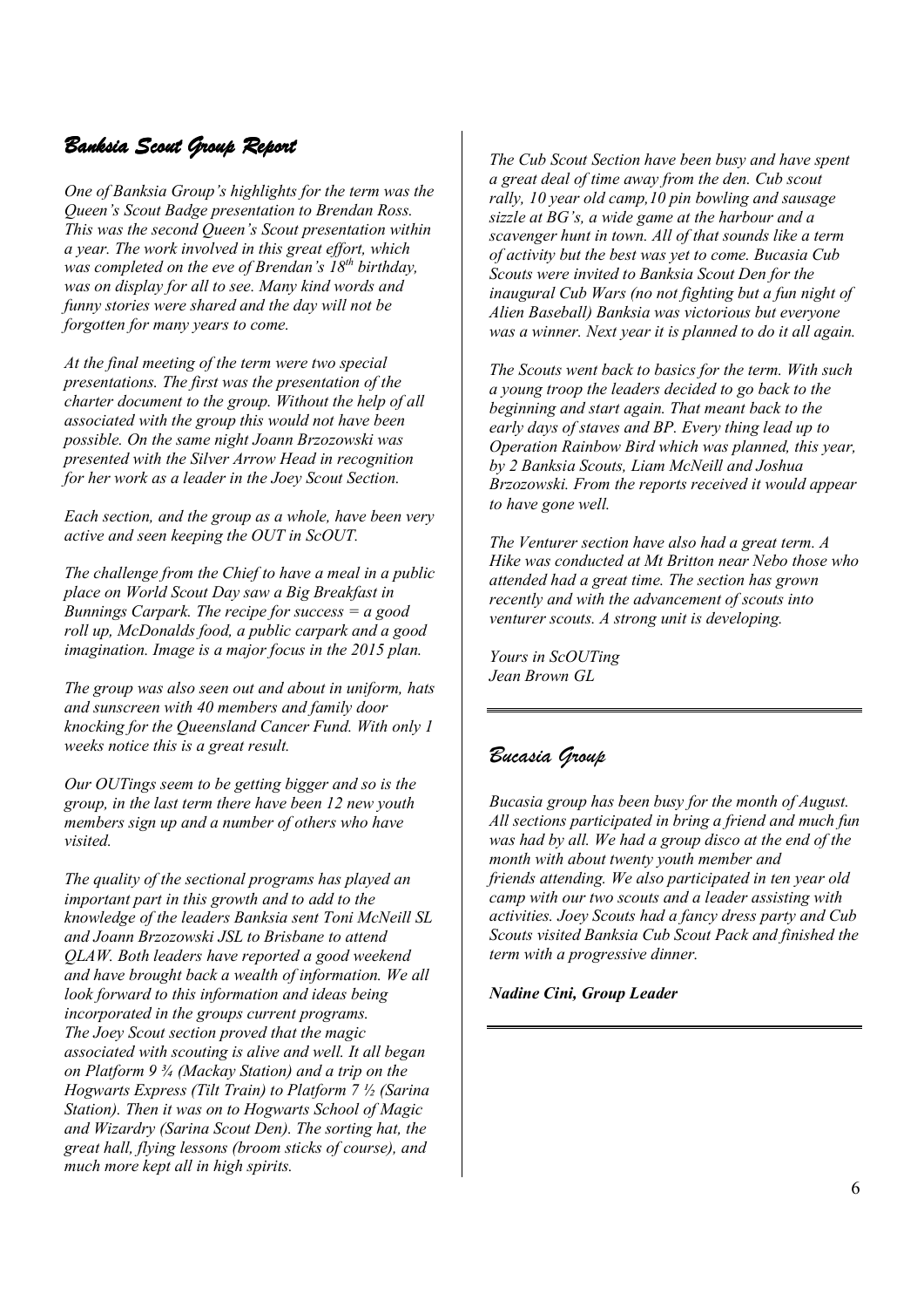## *Banksia Scout Group Report*

*One of Banksia Group's highlights for the term was the Queen's Scout Badge presentation to Brendan Ross. This was the second Queen's Scout presentation within a year. The work involved in this great effort, which was completed on the eve of Brendan's 18th birthday, was on display for all to see. Many kind words and funny stories were shared and the day will not be forgotten for many years to come.*

*At the final meeting of the term were two special presentations. The first was the presentation of the charter document to the group. Without the help of all associated with the group this would not have been possible. On the same night Joann Brzozowski was presented with the Silver Arrow Head in recognition for her work as a leader in the Joey Scout Section.*

*Each section, and the group as a whole, have been very active and seen keeping the OUT in ScOUT.*

*The challenge from the Chief to have a meal in a public place on World Scout Day saw a Big Breakfast in Bunnings Carpark. The recipe for success = a good roll up, McDonalds food, a public carpark and a good imagination. Image is a major focus in the 2015 plan.*

*The group was also seen out and about in uniform, hats and sunscreen with 40 members and family door knocking for the Queensland Cancer Fund. With only 1 weeks notice this is a great result.*

*Our OUTings seem to be getting bigger and so is the group, in the last term there have been 12 new youth members sign up and a number of others who have visited.*

*The quality of the sectional programs has played an important part in this growth and to add to the knowledge of the leaders Banksia sent Toni McNeill SL and Joann Brzozowski JSL to Brisbane to attend QLAW. Both leaders have reported a good weekend and have brought back a wealth of information. We all look forward to this information and ideas being incorporated in the groups current programs.*
*The Joey Scout section proved that the magic associated with scouting is alive and well. It all began on Platform 9 ¾ (Mackay Station) and a trip on the Hogwarts Express (Tilt Train) to Platform 7 ½ (Sarina Station). Then it was on to Hogwarts School of Magic and Wizardry (Sarina Scout Den). The sorting hat, the great hall, flying lessons (broom sticks of course), and much more kept all in high spirits.*

*The Cub Scout Section have been busy and have spent a great deal of time away from the den. Cub scout rally, 10 year old camp,10 pin bowling and sausage sizzle at BG's, a wide game at the harbour and a scavenger hunt in town. All of that sounds like a term of activity but the best was yet to come. Bucasia Cub Scouts were invited to Banksia Scout Den for the inaugural Cub Wars (no not fighting but a fun night of Alien Baseball) Banksia was victorious but everyone was a winner. Next year it is planned to do it all again.*

*The Scouts went back to basics for the term. With such a young troop the leaders decided to go back to the beginning and start again. That meant back to the early days of staves and BP. Every thing lead up to Operation Rainbow Bird which was planned, this year, by 2 Banksia Scouts, Liam McNeill and Joshua Brzozowski. From the reports received it would appear to have gone well.*

*The Venturer section have also had a great term. A Hike was conducted at Mt Britton near Nebo those who attended had a great time. The section has grown recently and with the advancement of scouts into venturer scouts. A strong unit is developing.*

*Yours in ScOUTing*
*Jean Brown GL*

## *Bucasia Group*

*Bucasia group has been busy for the month of August. All sections participated in bring a friend and much fun was had by all. We had a group disco at the end of the month with about twenty youth member and friends attending. We also participated in ten year old camp with our two scouts and a leader assisting with activities. Joey Scouts had a fancy dress party and Cub Scouts visited Banksia Cub Scout Pack and finished the term with a progressive dinner.*

***Nadine Cini, Group Leader***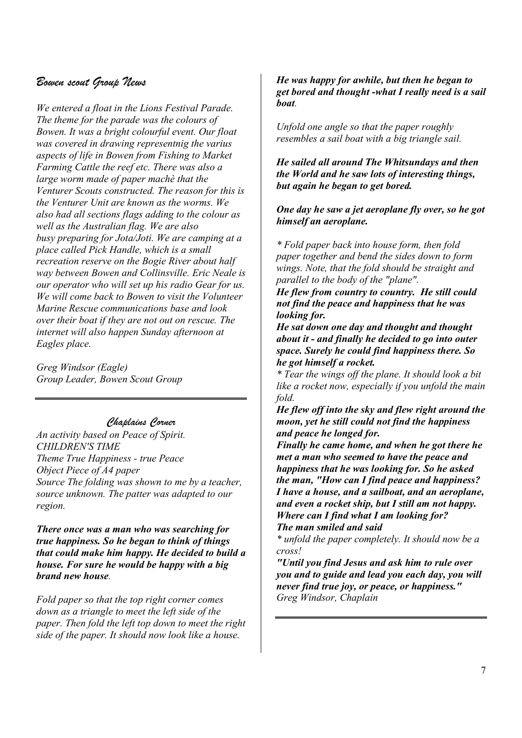## *Bowen scout Group News*

*We entered a float in the Lions Festival Parade. The theme for the parade was the colours of Bowen. It was a bright colourful event. Our float was covered in drawing representnig the varius aspects of life in Bowen from Fishing to Market Farming Cattle the reef etc. There was also a large worm made of paper machè that the Venturer Scouts constructed. The reason for this is the Venturer Unit are known as the worms. We also had all sections flags adding to the colour as well as the Australian flag. We are also busy preparing for Jota/Joti. We are camping at a place called Pick Handle, which is a small recreation reserve on the Bogie River about half way between Bowen and Collinsville. Eric Neale is our operator who will set up his radio Gear for us. We will come back to Bowen to visit the Volunteer Marine Rescue communications base and look over their boat if they are not out on rescue. The internet will also happen Sunday afternoon at Eagles place.*

*Greg Windsor (Eagle)*
*Group Leader, Bowen Scout Group*

---

## *Chaplains Corner*

*An activity based on Peace of Spirit.*
*CHILDREN'S TIME*
*Theme True Happiness - true Peace*
*Object Piece of A4 paper*
*Source The folding was shown to me by a teacher, source unknown. The patter was adapted to our region.*

***There once was a man who was searching for true happiness. So he began to think of things that could make him happy. He decided to build a house. For sure he would be happy with a big brand new house****.*

*Fold paper so that the top right corner comes down as a triangle to meet the left side of the paper. Then fold the left top down to meet the right side of the paper. It should now look like a house.*

***He was happy for awhile, but then he began to get bored and thought -what I really need is a sail boat****.*

*Unfold one angle so that the paper roughly resembles a sail boat with a big triangle sail.*

***He sailed all around The Whitsundays and then the World and he saw lots of interesting things, but again he began to get bored.***

***One day he saw a jet aeroplane fly over, so he got himself an aeroplane.***

*\* Fold paper back into house form, then fold paper together and bend the sides down to form wings. Note, that the fold should be straight and parallel to the body of the "plane".*
***He flew from country to country. He still could not find the peace and happiness that he was looking for.***
***He sat down one day and thought and thought about it - and finally he decided to go into outer space. Surely he could find happiness there. So he got himself a rocket.***
*\* Tear the wings off the plane. It should look a bit like a rocket now, especially if you unfold the main fold.*
***He flew off into the sky and flew right around the moon, yet he still could not find the happiness and peace he longed for.***
***Finally he came home, and when he got there he met a man who seemed to have the peace and happiness that he was looking for. So he asked the man, "How can I find peace and happiness? I have a house, and a sailboat, and an aeroplane, and even a rocket ship, but I still am not happy. Where can I find what I am looking for?***
***The man smiled and said***
*\* unfold the paper completely. It should now be a cross!*
***"Until you find Jesus and ask him to rule over you and to guide and lead you each day, you will never find true joy, or peace, or happiness."***
*Greg Windsor, Chaplain*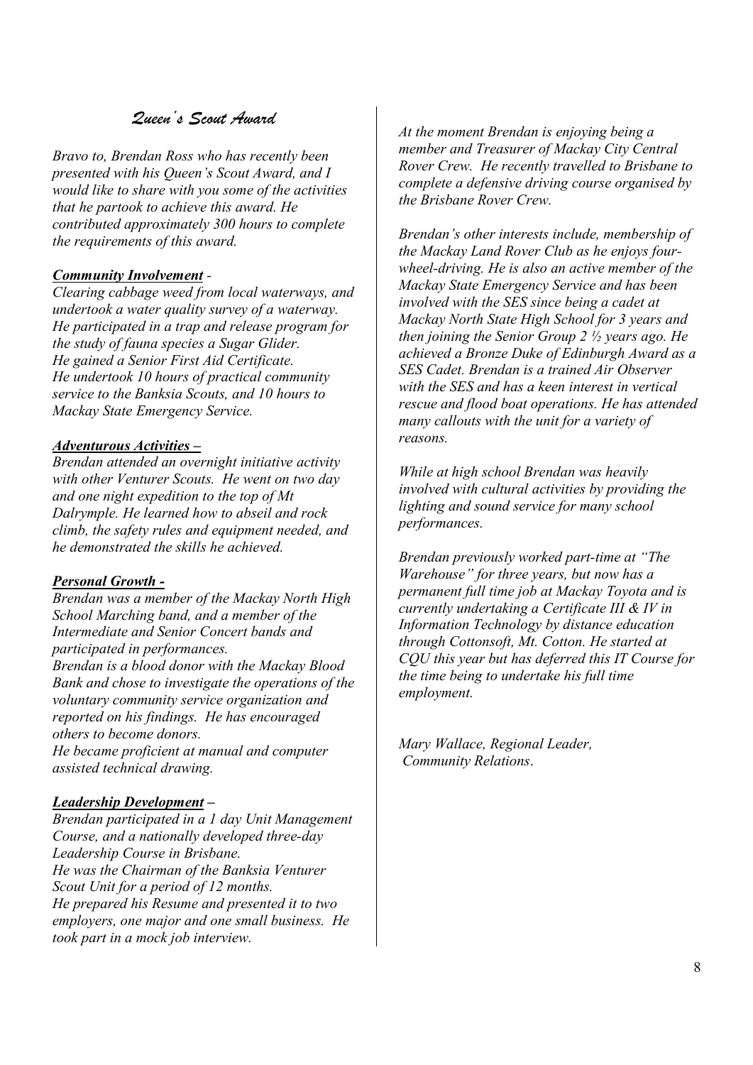## *Queen's Scout Award*

*Bravo to, Brendan Ross who has recently been presented with his Queen's Scout Award, and I would like to share with you some of the activities that he partook to achieve this award. He contributed approximately 300 hours to complete the requirements of this award.*

***Community Involvement** -*

*Clearing cabbage weed from local waterways, and undertook a water quality survey of a waterway. He participated in a trap and release program for the study of fauna species a Sugar Glider. He gained a Senior First Aid Certificate. He undertook 10 hours of practical community service to the Banksia Scouts, and 10 hours to Mackay State Emergency Service.*

***Adventurous Activities –***

*Brendan attended an overnight initiative activity with other Venturer Scouts. He went on two day and one night expedition to the top of Mt Dalrymple. He learned how to abseil and rock climb, the safety rules and equipment needed, and he demonstrated the skills he achieved.*

***Personal Growth -***

*Brendan was a member of the Mackay North High School Marching band, and a member of the Intermediate and Senior Concert bands and participated in performances.*

*Brendan is a blood donor with the Mackay Blood Bank and chose to investigate the operations of the voluntary community service organization and reported on his findings. He has encouraged others to become donors.*

*He became proficient at manual and computer assisted technical drawing.*

***Leadership Development –***

*Brendan participated in a 1 day Unit Management Course, and a nationally developed three-day Leadership Course in Brisbane.*

*He was the Chairman of the Banksia Venturer Scout Unit for a period of 12 months.*

*He prepared his Resume and presented it to two employers, one major and one small business. He took part in a mock job interview.*

*At the moment Brendan is enjoying being a member and Treasurer of Mackay City Central Rover Crew. He recently travelled to Brisbane to complete a defensive driving course organised by the Brisbane Rover Crew.*

*Brendan's other interests include, membership of the Mackay Land Rover Club as he enjoys four-wheel-driving. He is also an active member of the Mackay State Emergency Service and has been involved with the SES since being a cadet at Mackay North State High School for 3 years and then joining the Senior Group 2 ½ years ago. He achieved a Bronze Duke of Edinburgh Award as a SES Cadet. Brendan is a trained Air Observer with the SES and has a keen interest in vertical rescue and flood boat operations. He has attended many callouts with the unit for a variety of reasons.*

*While at high school Brendan was heavily involved with cultural activities by providing the lighting and sound service for many school performances.*

*Brendan previously worked part-time at "The Warehouse" for three years, but now has a permanent full time job at Mackay Toyota and is currently undertaking a Certificate III & IV in Information Technology by distance education through Cottonsoft, Mt. Cotton. He started at CQU this year but has deferred this IT Course for the time being to undertake his full time employment.*

*Mary Wallace, Regional Leader,*
*Community Relations.*